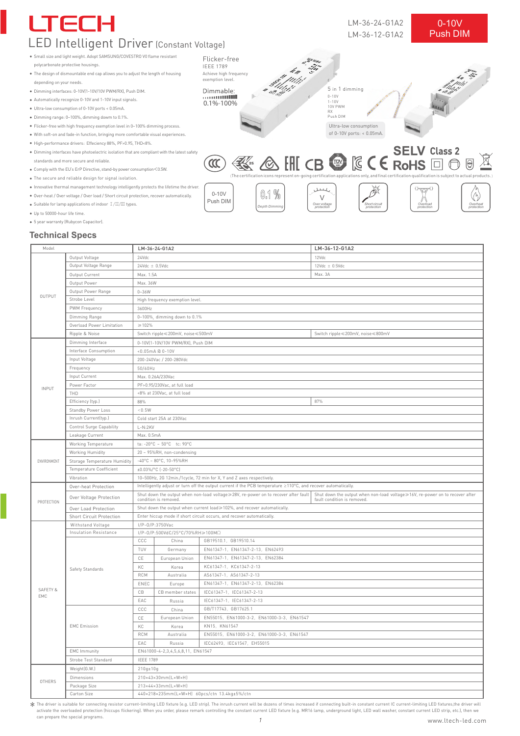# LTECH

## LED Intelligent Driver (Constant Voltage)

LM-36-24-G1A2
LM-36-12-G1A2

0-10V Push DIM

- Small size and light weight. Adopt SAMSUNG/COVESTRO V0 flame resistant polycarbonate protective housings.
- The design of dismountable end cap allows you to adjust the length of housing depending on your needs.
- Dimming interfaces: 0-10V(1-10V/10V PWM/RX), Push DIM.
- Automatically recognize 0-10V and 1-10V input signals.
- Ultra-low consumption of 0-10V ports < 0.05mA.
- Dimming range: 0~100%, dimming dowm to 0.1%.
- Flicker-free with high frequency exemption level in 0~100% dimming process.
- With soft-on and fade-in function, bringing more comfortable visual experiences.
- High-performance drivers: Efficiency 88%, PF>0.95, THD<8%.
- Dimming interfaces have photoelectric isolation that are compliant with the latest safety standards and more secure and reliable.
- Comply with the EU's ErP Directive, stand-by power consumption<0.5W.
- The secure and reliable design for signal isolation.
- Innovative thermal management technology intelligently protects the lifetime the driver.
- Over-heat / Over voltage / Over load / Short circuit protection, recover automatically.
- Suitable for lamp applications of indoor Ⅰ/Ⅱ/Ⅲ types.
- Up to 50000-hour life time.
- 5 year warranty (Rubycon Capacitor).

Flicker-free
IEEE 1789
Achieve high frequency exemption level.

Dimmable:
0.1%-100%

5 in 1 dimming
0-10V
1-10V
10V PWM
RX
Push DIM

Ultra-low consumption of 0-10V ports: < 0.05mA.

SELV Class 2

(The certification icons represent on-going certification applications only, and final certification qualification is subject to actual products.)

0-10V Push DIM | Depth Dimming | Over voltage protection | Short circuit protection | Overload protection | Overheat protection

## Technical Specs

| Model | | LM-36-24-G1A2 | | | LM-36-12-G1A2 |
|---|---|---|---|---|---|
| OUTPUT | Output Voltage | 24Vdc | | | 12Vdc |
| | Output Voltage Range | 24Vdc ± 0.5Vdc | | | 12Vdc ± 0.5Vdc |
| | Output Current | Max. 1.5A | | | Max. 3A |
| | Output Power | Max. 36W | | | |
| | Output Power Range | 0~36W | | | |
| | Strobe Level | High frequency exemption level. | | | |
| | PWM Frequency | 3600Hz | | | |
| | Dimming Range | 0~100%, dimming down to 0.1% | | | |
| | Overload Power Limitation | ≥102% | | | |
| | Ripple & Noise | Switch ripple≤200mV, noise≤500mV | | | Switch ripple≤200mV, noise≤800mV |
| INPUT | Dimming Interface | 0-10V(1-10V/10V PWM/RX), Push DIM | | | |
| | Interface Consumption | <0.05mA @ 0-10V | | | |
| | Input Voltage | 200-240Vac / 200-280Vdc | | | |
| | Frequency | 50/60Hz | | | |
| | Input Current | Max. 0.26A/230Vac | | | |
| | Power Factor | PF>0.95/230Vac, at full load | | | |
| | THD | <8% at 230Vac, at full load | | | |
| | Efficiency (typ.) | 88% | | | 87% |
| | Standby Power Loss | <0.5W | | | |
| | Inrush Current(typ.) | Cold start 25A at 230Vac | | | |
| | Control Surge Capability | L-N:2KV | | | |
| | Leakage Current | Max. 0.5mA | | | |
| ENVIRONMENT | Working Temperature | ta: -20°C ~ 50°C tc: 90°C | | | |
| | Working Humidity | 20 ~ 95%RH, non-condensing | | | |
| | Storage Temperature Humidity | -40°C ~ 80°C, 10~95%RH | | | |
| | Temperature Coefficient | ±0.03%/°C (-20-50°C) | | | |
| | Vibration | 10~500Hz, 2G 12min./1cycle, 72 min for X, Y and Z axes respectively. | | | |
| PROTECTION | Over-heat Protection | Intelligently adjust or turn off the output current if the PCB temperature ≥110°C, and recover automatically. | | | |
| | Over Voltage Protection | Shut down the output when non-load voltage≥28V, re-power on to recover after fault condition is removed. | | | Shut down the output when non-load voltage≥16V, re-power on to recover after fault condition is removed. |
| | Over Load Protection | Shut down the output when current load≥102%, and recover automatically. | | | |
| | Short Circuit Protection | Enter hiccup mode if short circuit occurs, and recover automatically. | | | |
| SAFETY & EMC | Withstand Voltage | I/P-O/P:3750Vac | | | |
| | Insulation Resistance | I/P-O/P:500VdC/25°C/70%RH≥100MΩ | | | |
| | Safety Standards | CCC | China | GB19510.1, GB19510.14 | |
| | | TUV | Germany | EN61347-1, EN61347-2-13, EN62493 | |
| | | CE | European Union | EN61347-1, EN61347-2-13, EN62384 | |
| | | KC | Korea | KC61347-1, KC61347-2-13 | |
| | | RCM | Australia | AS61347-1, AS61347-2-13 | |
| | | ENEC | Europe | EN61347-1, EN61347-2-13, EN62384 | |
| | | CB | CB member states | IEC61347-1, IEC61347-2-13 | |
| | | EAC | Russia | IEC61347-1, IEC61347-2-13 | |
| | EMC Emission | CCC | China | GB/T17743, GB17625.1 | |
| | | CE | European Union | EN55015, EN61000-3-2, EN61000-3-3, EN61547 | |
| | | KC | Korea | KN15, KN61547 | |
| | | RCM | Australia | EN55015, EN61000-3-2, EN61000-3-3, EN61547 | |
| | | EAC | Russia | IEC62493, IEC61547, EH55015 | |
| | EMC Immunity | EN61000-4-2,3,4,5,6,8,11, EN61547 | | | |
| | Strobe Test Standard | IEEE 1789 | | | |
| OTHERS | Weight(G.W.) | 210g±10g | | | |
| | Dimensions | 210×43×30mm(L×W×H) | | | |
| | Package Size | 213×44×33mm(L×W×H) | | | |
| | Carton Size | 440×218×235mm(L×W×H) 60pcs/ctn 13.4kg±5%/ctn | | | |

* The driver is suitable for connecting resistor current-limiting LED fixture (e.g. LED strip). The inrush current will be dozens of times increased if connecting built-in constant current IC current-limiting LED fixtures,the driver will activate the overloaded protection (hiccups flickering). When you order, please remark controlling the constant current LED fixture (e.g. MR16 lamp, underground light, LED wall washer, constant current LED strip, etc.), then we can prepare the special programs.

www.ltech-led.com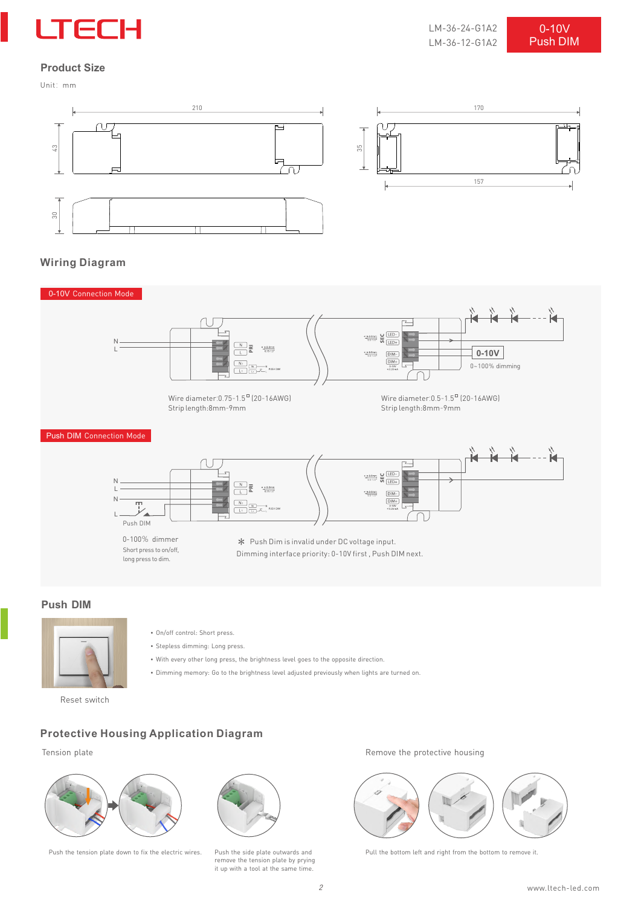## Product Size

Unit: mm

210

43

30

170

35

157

## Wiring Diagram

**0-10V Connection Mode**

N
L

0-10V

0~100% dimming

Wire diameter:0.75-1.5□ (20-16AWG)
Strip length:8mm-9mm

Wire diameter:0.5-1.5□ (20-16AWG)
Strip length:8mm-9mm

**Push DIM Connection Mode**

N
L
N
L

Push DIM

0-100% dimmer

Short press to on/off,
long press to dim.

∗ Push Dim is invalid under DC voltage input.
Dimming interface priority: 0-10V first , Push DIM next.

## Push DIM

Reset switch

- On/off control: Short press.
- Stepless dimming: Long press.
- With every other long press, the brightness level goes to the opposite direction.
- Dimming memory: Go to the brightness level adjusted previously when lights are turned on.

## Protective Housing Application Diagram

Tension plate

Push the tension plate down to fix the electric wires.

Push the side plate outwards and remove the tension plate by prying it up with a tool at the same time.

Remove the protective housing

Pull the bottom left and right from the bottom to remove it.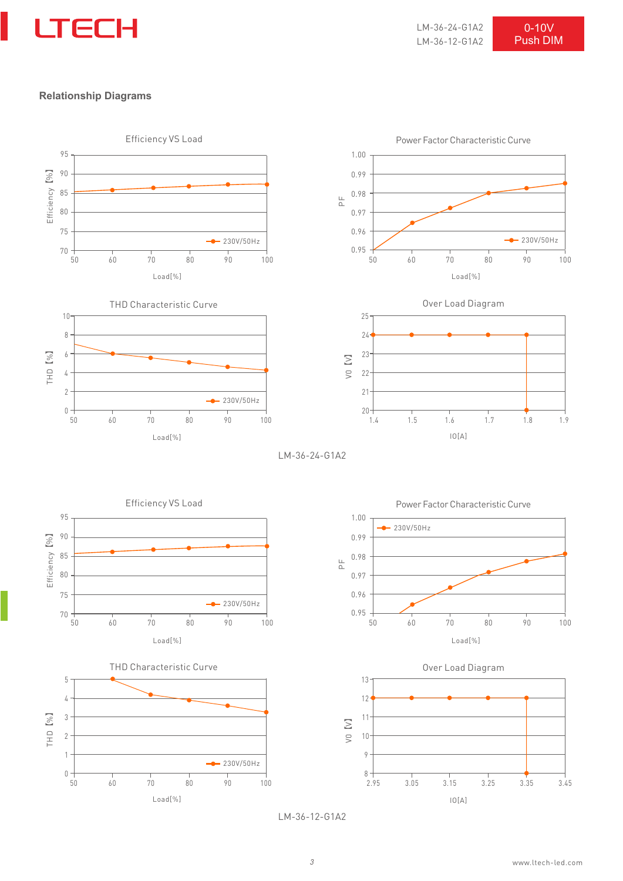## Relationship Diagrams

**Efficiency VS Load**

Efficiency [%] vs Load[%] — 230V/50Hz

**Power Factor Characteristic Curve**

PF vs Load[%] — 230V/50Hz

**THD Characteristic Curve**

THD [%] vs Load[%] — 230V/50Hz

**Over Load Diagram**

VO [V] vs IO[A]

LM-36-24-G1A2

**Efficiency VS Load**

Efficiency [%] vs Load[%] — 230V/50Hz

**Power Factor Characteristic Curve**

PF vs Load[%] — 230V/50Hz

**THD Characteristic Curve**

THD [%] vs Load[%] — 230V/50Hz

**Over Load Diagram**

VO [V] vs IO[A]

LM-36-12-G1A2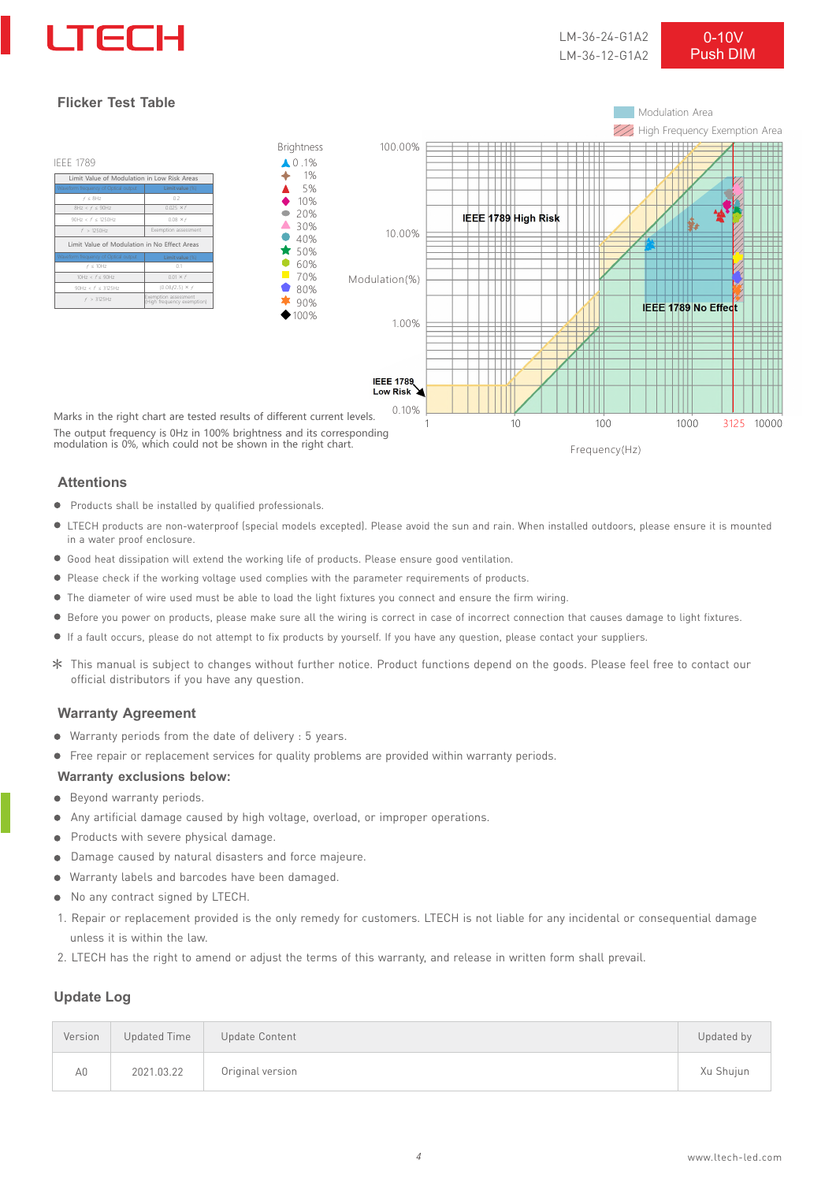## Flicker Test Table

IEEE 1789

| Limit Value of Modulation in Low Risk Areas | |
|---|---|
| Waveform frequency of Optical output | Limit value (%) |
| f ≤ 8Hz | 0.2 |
| 8Hz < f ≤ 90Hz | 0.025 × f |
| 90Hz < f ≤ 1250Hz | 0.08 × f |
| f > 1250Hz | Exemption assessment |
| **Limit Value of Modulation in No Effect Areas** | |
| Waveform frequency of Optical output | Limit value (%) |
| f ≤ 10Hz | 0.1 |
| 10Hz < f ≤ 90Hz | 0.01 × f |
| 90Hz < f ≤ 3125Hz | (0.08/2.5) × f |
| f > 3125Hz | Exemption assessment (High frequency exemption) |

Brightness
0.1%
1%
5%
10%
20%
30%
40%
50%
60%
70%
80%
90%
100%

Modulation Area
High Frequency Exemption Area

Modulation(%)
100.00%
10.00%
1.00%
0.10%

IEEE 1789 High Risk
IEEE 1789 No Effect
IEEE 1789 Low Risk

Frequency(Hz)
1
10
100
1000
3125
10000

Marks in the right chart are tested results of different current levels.
The output frequency is 0Hz in 100% brightness and its corresponding modulation is 0%, which could not be shown in the right chart.

## Attentions

- Products shall be installed by qualified professionals.
- LTECH products are non-waterproof (special models excepted). Please avoid the sun and rain. When installed outdoors, please ensure it is mounted in a water proof enclosure.
- Good heat dissipation will extend the working life of products. Please ensure good ventilation.
- Please check if the working voltage used complies with the parameter requirements of products.
- The diameter of wire used must be able to load the light fixtures you connect and ensure the firm wiring.
- Before you power on products, please make sure all the wiring is correct in case of incorrect connection that causes damage to light fixtures.
- If a fault occurs, please do not attempt to fix products by yourself. If you have any question, please contact your suppliers.

\* This manual is subject to changes without further notice. Product functions depend on the goods. Please feel free to contact our official distributors if you have any question.

## Warranty Agreement

- Warranty periods from the date of delivery : 5 years.
- Free repair or replacement services for quality problems are provided within warranty periods.

### Warranty exclusions below:

- Beyond warranty periods.
- Any artificial damage caused by high voltage, overload, or improper operations.
- Products with severe physical damage.
- Damage caused by natural disasters and force majeure.
- Warranty labels and barcodes have been damaged.
- No any contract signed by LTECH.

1. Repair or replacement provided is the only remedy for customers. LTECH is not liable for any incidental or consequential damage unless it is within the law.
2. LTECH has the right to amend or adjust the terms of this warranty, and release in written form shall prevail.

## Update Log

| Version | Updated Time | Update Content | Updated by |
|---|---|---|---|
| A0 | 2021.03.22 | Original version | Xu Shujun |